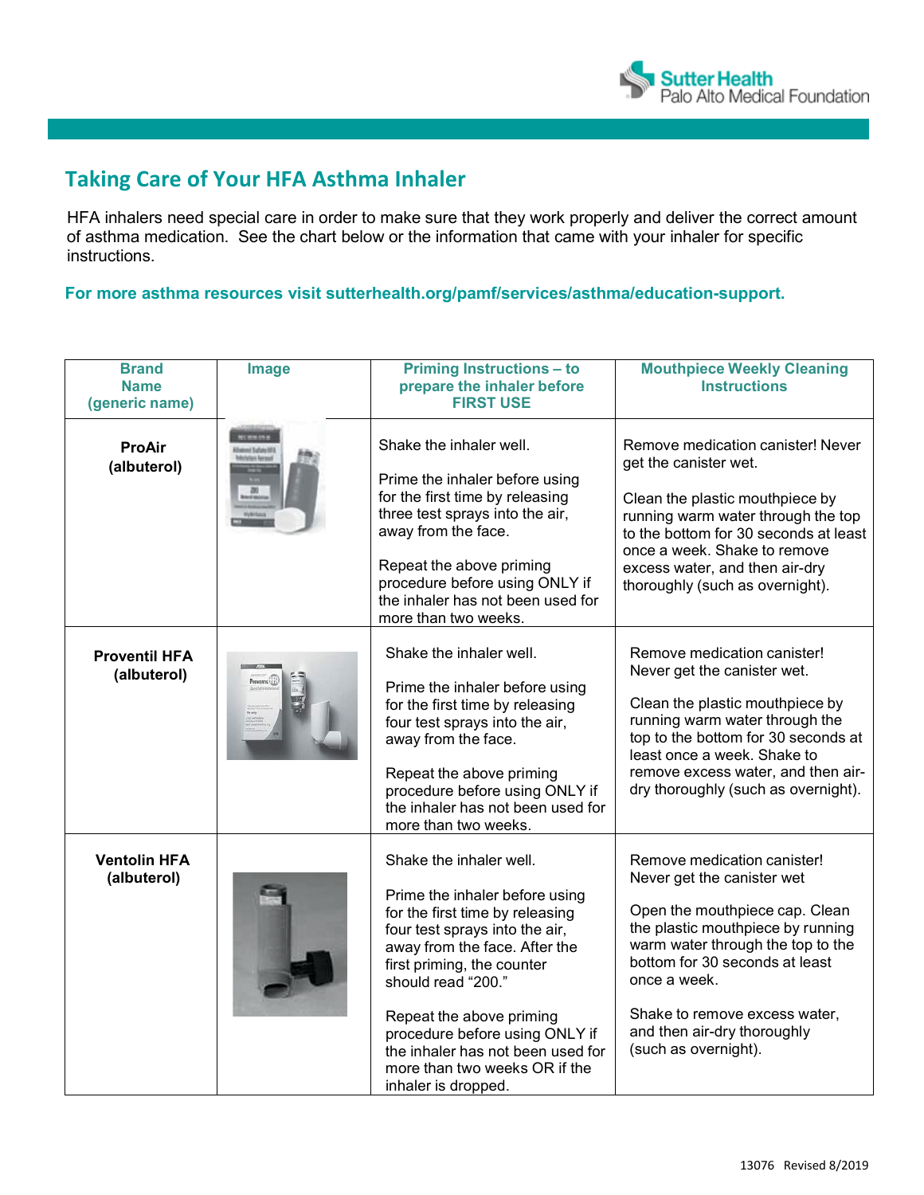# Taking Care of Your HFA Asthma Inhaler

HFA inhalers need special care in order to make sure that they work properly and deliver the correct amount of asthma medication. See the chart below or the information that came with your inhaler for specific instructions.

**For more asthma resources visit sutterhealth.org/pamf/services/asthma/education-support.**

| Brand Name (generic name) | Image | Priming Instructions – to prepare the inhaler before FIRST USE | Mouthpiece Weekly Cleaning Instructions |
|---|---|---|---|
| **ProAir (albuterol)** | | Shake the inhaler well.<br><br>Prime the inhaler before using for the first time by releasing three test sprays into the air, away from the face.<br><br>Repeat the above priming procedure before using ONLY if the inhaler has not been used for more than two weeks. | Remove medication canister! Never get the canister wet.<br><br>Clean the plastic mouthpiece by running warm water through the top to the bottom for 30 seconds at least once a week. Shake to remove excess water, and then air-dry thoroughly (such as overnight). |
| **Proventil HFA (albuterol)** | | Shake the inhaler well.<br><br>Prime the inhaler before using for the first time by releasing four test sprays into the air, away from the face.<br><br>Repeat the above priming procedure before using ONLY if the inhaler has not been used for more than two weeks. | Remove medication canister! Never get the canister wet.<br><br>Clean the plastic mouthpiece by running warm water through the top to the bottom for 30 seconds at least once a week. Shake to remove excess water, and then air-dry thoroughly (such as overnight). |
| **Ventolin HFA (albuterol)** | | Shake the inhaler well.<br><br>Prime the inhaler before using for the first time by releasing four test sprays into the air, away from the face. After the first priming, the counter should read "200."<br><br>Repeat the above priming procedure before using ONLY if the inhaler has not been used for more than two weeks OR if the inhaler is dropped. | Remove medication canister! Never get the canister wet<br><br>Open the mouthpiece cap. Clean the plastic mouthpiece by running warm water through the top to the bottom for 30 seconds at least once a week.<br><br>Shake to remove excess water, and then air-dry thoroughly (such as overnight). |

13076 Revised 8/2019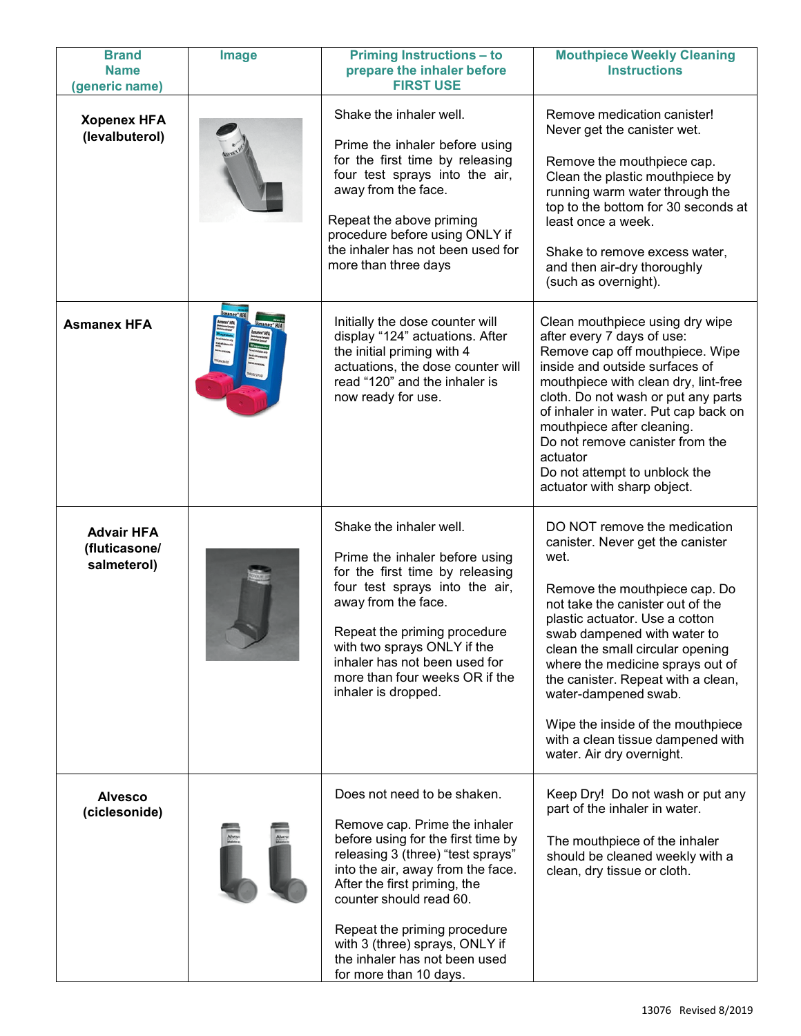| Brand Name (generic name) | Image | Priming Instructions – to prepare the inhaler before FIRST USE | Mouthpiece Weekly Cleaning Instructions |
|---|---|---|---|
| **Xopenex HFA (levalbuterol)** | | Shake the inhaler well.<br><br>Prime the inhaler before using for the first time by releasing four test sprays into the air, away from the face.<br><br>Repeat the above priming procedure before using ONLY if the inhaler has not been used for more than three days | Remove medication canister! Never get the canister wet.<br><br>Remove the mouthpiece cap. Clean the plastic mouthpiece by running warm water through the top to the bottom for 30 seconds at least once a week.<br><br>Shake to remove excess water, and then air-dry thoroughly (such as overnight). |
| **Asmanex HFA** | | Initially the dose counter will display "124" actuations. After the initial priming with 4 actuations, the dose counter will read "120" and the inhaler is now ready for use. | Clean mouthpiece using dry wipe after every 7 days of use:<br>Remove cap off mouthpiece. Wipe inside and outside surfaces of mouthpiece with clean dry, lint-free cloth. Do not wash or put any parts of inhaler in water. Put cap back on mouthpiece after cleaning.<br>Do not remove canister from the actuator<br>Do not attempt to unblock the actuator with sharp object. |
| **Advair HFA (fluticasone/ salmeterol)** | | Shake the inhaler well.<br><br>Prime the inhaler before using for the first time by releasing four test sprays into the air, away from the face.<br><br>Repeat the priming procedure with two sprays ONLY if the inhaler has not been used for more than four weeks OR if the inhaler is dropped. | DO NOT remove the medication canister. Never get the canister wet.<br><br>Remove the mouthpiece cap. Do not take the canister out of the plastic actuator. Use a cotton swab dampened with water to clean the small circular opening where the medicine sprays out of the canister. Repeat with a clean, water-dampened swab.<br><br>Wipe the inside of the mouthpiece with a clean tissue dampened with water. Air dry overnight. |
| **Alvesco (ciclesonide)** | | Does not need to be shaken.<br><br>Remove cap. Prime the inhaler before using for the first time by releasing 3 (three) "test sprays" into the air, away from the face. After the first priming, the counter should read 60.<br><br>Repeat the priming procedure with 3 (three) sprays, ONLY if the inhaler has not been used for more than 10 days. | Keep Dry! Do not wash or put any part of the inhaler in water.<br><br>The mouthpiece of the inhaler should be cleaned weekly with a clean, dry tissue or cloth. |

13076 Revised 8/2019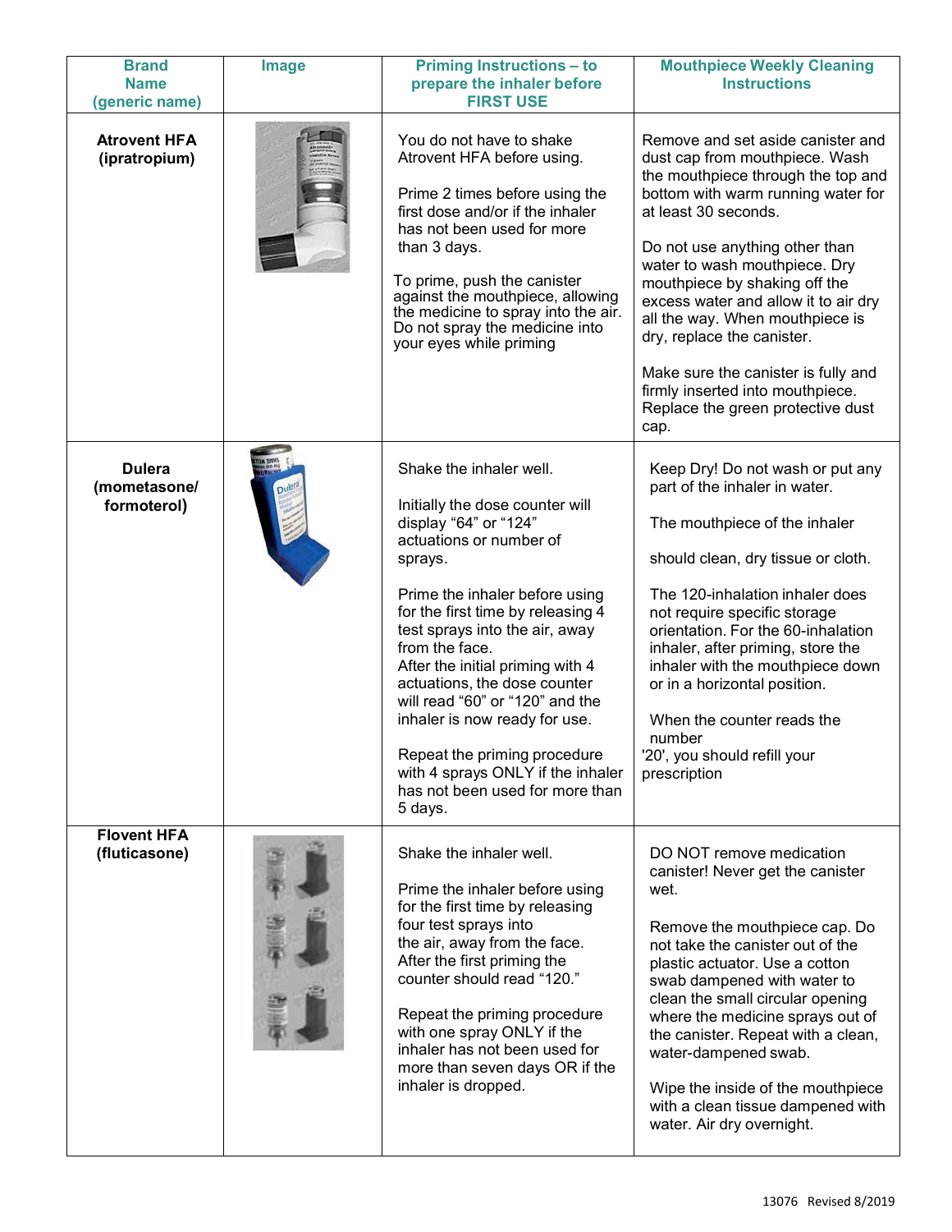| Brand Name (generic name) | Image | Priming Instructions – to prepare the inhaler before FIRST USE | Mouthpiece Weekly Cleaning Instructions |
|---|---|---|---|
| **Atrovent HFA (ipratropium)** | | You do not have to shake Atrovent HFA before using.<br><br>Prime 2 times before using the first dose and/or if the inhaler has not been used for more than 3 days.<br><br>To prime, push the canister against the mouthpiece, allowing the medicine to spray into the air. Do not spray the medicine into your eyes while priming | Remove and set aside canister and dust cap from mouthpiece. Wash the mouthpiece through the top and bottom with warm running water for at least 30 seconds.<br><br>Do not use anything other than water to wash mouthpiece. Dry mouthpiece by shaking off the excess water and allow it to air dry all the way. When mouthpiece is dry, replace the canister.<br><br>Make sure the canister is fully and firmly inserted into mouthpiece. Replace the green protective dust cap. |
| **Dulera (mometasone/ formoterol)** | | Shake the inhaler well.<br><br>Initially the dose counter will display "64" or "124" actuations or number of sprays.<br><br>Prime the inhaler before using for the first time by releasing 4 test sprays into the air, away from the face.<br>After the initial priming with 4 actuations, the dose counter will read "60" or "120" and the inhaler is now ready for use.<br><br>Repeat the priming procedure with 4 sprays ONLY if the inhaler has not been used for more than 5 days. | Keep Dry! Do not wash or put any part of the inhaler in water.<br><br>The mouthpiece of the inhaler<br><br>should clean, dry tissue or cloth.<br><br>The 120-inhalation inhaler does not require specific storage orientation. For the 60-inhalation inhaler, after priming, store the inhaler with the mouthpiece down or in a horizontal position.<br><br>When the counter reads the number<br>'20', you should refill your prescription |
| **Flovent HFA (fluticasone)** | | Shake the inhaler well.<br><br>Prime the inhaler before using for the first time by releasing four test sprays into the air, away from the face.<br>After the first priming the counter should read "120."<br><br>Repeat the priming procedure with one spray ONLY if the inhaler has not been used for more than seven days OR if the inhaler is dropped. | DO NOT remove medication canister! Never get the canister wet.<br><br>Remove the mouthpiece cap. Do not take the canister out of the plastic actuator. Use a cotton swab dampened with water to clean the small circular opening where the medicine sprays out of the canister. Repeat with a clean, water-dampened swab.<br><br>Wipe the inside of the mouthpiece with a clean tissue dampened with water. Air dry overnight. |

13076 Revised 8/2019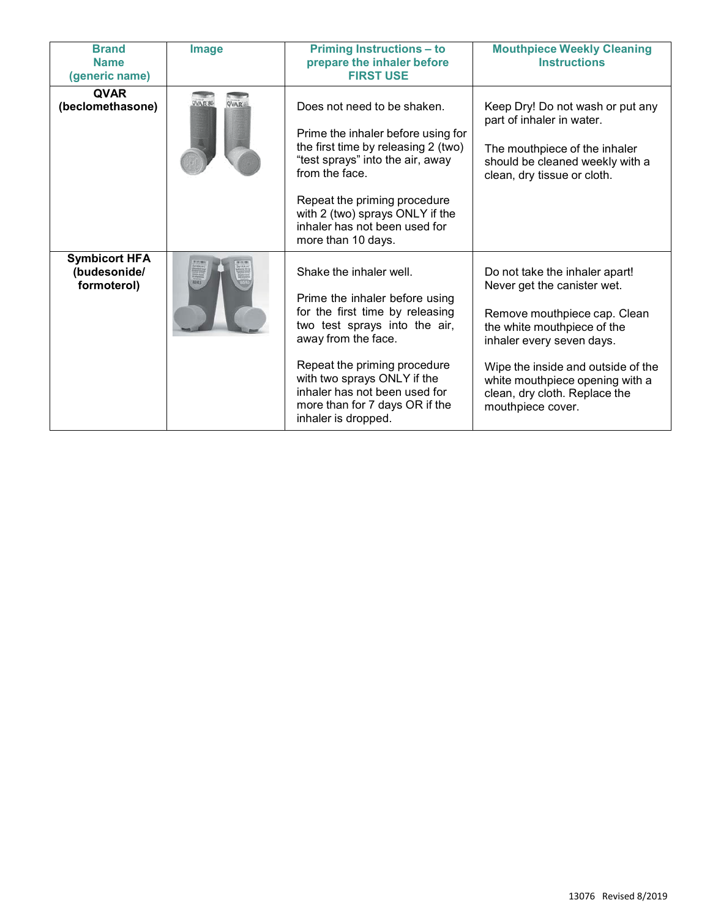| Brand Name (generic name) | Image | Priming Instructions – to prepare the inhaler before FIRST USE | Mouthpiece Weekly Cleaning Instructions |
|---|---|---|---|
| **QVAR (beclomethasone)** | | Does not need to be shaken.<br><br>Prime the inhaler before using for the first time by releasing 2 (two) "test sprays" into the air, away from the face.<br><br>Repeat the priming procedure with 2 (two) sprays ONLY if the inhaler has not been used for more than 10 days. | Keep Dry! Do not wash or put any part of inhaler in water.<br><br>The mouthpiece of the inhaler should be cleaned weekly with a clean, dry tissue or cloth. |
| **Symbicort HFA (budesonide/ formoterol)** | | Shake the inhaler well.<br><br>Prime the inhaler before using for the first time by releasing two test sprays into the air, away from the face.<br><br>Repeat the priming procedure with two sprays ONLY if the inhaler has not been used for more than for 7 days OR if the inhaler is dropped. | Do not take the inhaler apart! Never get the canister wet.<br><br>Remove mouthpiece cap. Clean the white mouthpiece of the inhaler every seven days.<br><br>Wipe the inside and outside of the white mouthpiece opening with a clean, dry cloth. Replace the mouthpiece cover. |

13076 Revised 8/2019